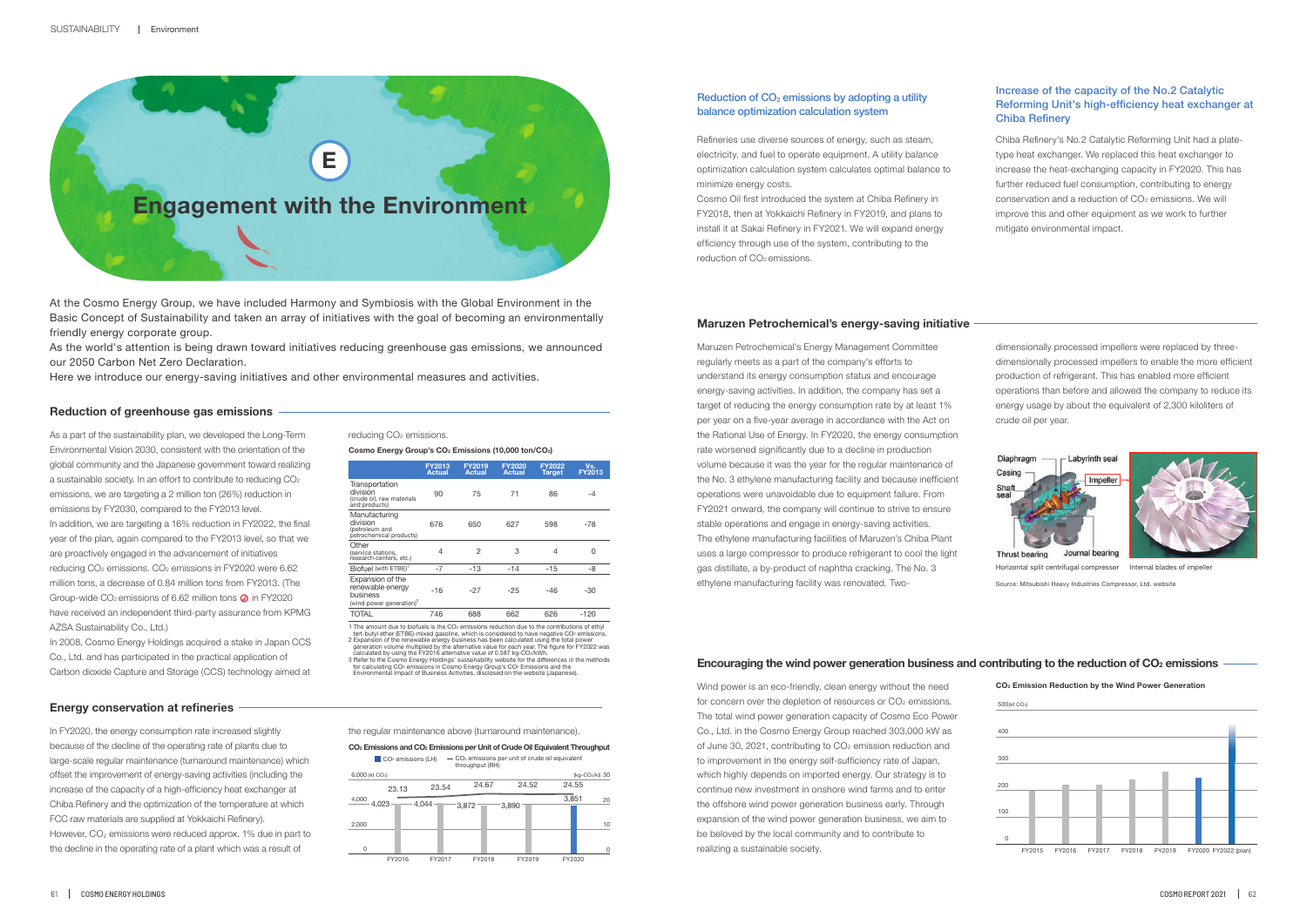# Engagement with the Environment

At the Cosmo Energy Group, we have included Harmony and Symbiosis with the Global Environment in the Basic Concept of Sustainability and taken an array of initiatives with the goal of becoming an environmentally friendly energy corporate group.

As the world's attention is being drawn toward initiatives reducing greenhouse gas emissions, we announced our 2050 Carbon Net Zero Declaration.

Here we introduce our energy-saving initiatives and other environmental measures and activities.

## Reduction of greenhouse gas emissions

As a part of the sustainability plan, we developed the Long-Term Environmental Vision 2030, consistent with the orientation of the global community and the Japanese government toward realizing a sustainable society. In an effort to contribute to reducing $CO_2$ emissions, we are targeting a 2 million ton (26%) reduction in emissions by FY2030, compared to the FY2013 level.

In addition, we are targeting a 16% reduction in FY2022, the final year of the plan, again compared to the FY2013 level, so that we are proactively engaged in the advancement of initiatives reducing $CO_2$ emissions. $CO_2$ emissions in FY2020 were 6.62 million tons, a decrease of 0.84 million tons from FY2013. (The Group-wide $CO_2$ emissions of 6.62 million tons ✓ in FY2020 have received an independent third-party assurance from KPMG AZSA Sustainability Co., Ltd.)

In 2008, Cosmo Energy Holdings acquired a stake in Japan CCS Co., Ltd. and has participated in the practical application of Carbon dioxide Capture and Storage (CCS) technology aimed at reducing $CO_2$ emissions.

**Cosmo Energy Group's $CO_2$ Emissions (10,000 ton/$CO_2$)**

| | FY2013 Actual | FY2019 Actual | FY2020 Actual | FY2022 Target | Vs. FY2013 |
|---|---|---|---|---|---|
| Transportation division (crude oil, raw materials and products) | 90 | 75 | 71 | 86 | -4 |
| Manufacturing division (petroleum and petrochemical products) | 676 | 650 | 627 | 598 | -78 |
| Other (service stations, research centers, etc.) | 4 | 2 | 3 | 4 | 0 |
| Biofuel (with ETBE)[1] | -7 | -13 | -14 | -15 | -8 |
| Expansion of the renewable energy business (wind power generation)[2] | -16 | -27 | -25 | -46 | -30 |
| TOTAL | 746 | 688 | 662 | 626 | -120 |

1 The amount due to biofuels is the $CO_2$ emissions reduction due to the contributions of ethyl tert-butyl ether (ETBE)-mixed gasoline, which is considered to have negative $CO_2$ emissions.
2 Expansion of the renewable energy business has been calculated using the total power generation volume multiplied by the alternative value for each year. The figure for FY2022 was calculated by using the FY2016 alternative value of 0.587 kg-$CO_2$/kWh.
3 Refer to the Cosmo Energy Holdings' sustainability website for the differences in the methods for calculating $CO_2$ emissions in Cosmo Energy Group's $CO_2$ Emissions and the Environmental Impact of Business Activities, disclosed on the website (Japanese).

## Energy conservation at refineries

In FY2020, the energy consumption rate increased slightly because of the decline of the operating rate of plants due to large-scale regular maintenance (turnaround maintenance) which offset the improvement of energy-saving activities (including the increase of the capacity of a high-efficiency heat exchanger at Chiba Refinery and the optimization of the temperature at which FCC raw materials are supplied at Yokkaichi Refinery). However, $CO_2$ emissions were reduced approx. 1% due in part to the decline in the operating rate of a plant which was a result of the regular maintenance above (turnaround maintenance).

**$CO_2$ Emissions and $CO_2$ Emissions per Unit of Crude Oil Equivalent Throughput**

■ $CO_2$ emissions (LH) — $CO_2$ emissions per unit of crude oil equivalent throughput (RH)

| | FY2016 | FY2017 | FY2018 | FY2019 | FY2020 |
|---|---|---|---|---|---|
| $CO_2$ emissions (kt $CO_2$) | 4,023 | 4,044 | 3,872 | 3,890 | 3,851 |
| $CO_2$ emissions per unit (kg-$CO_2$/kl) | 23.13 | 23.54 | 24.67 | 24.52 | 24.55 |

### Reduction of $CO_2$ emissions by adopting a utility balance optimization calculation system

Refineries use diverse sources of energy, such as steam, electricity, and fuel to operate equipment. A utility balance optimization calculation system calculates optimal balance to minimize energy costs.

Cosmo Oil first introduced the system at Chiba Refinery in FY2018, then at Yokkaichi Refinery in FY2019, and plans to install it at Sakai Refinery in FY2021. We will expand energy efficiency through use of the system, contributing to the reduction of $CO_2$ emissions.

### Increase of the capacity of the No.2 Catalytic Reforming Unit's high-efficiency heat exchanger at Chiba Refinery

Chiba Refinery's No.2 Catalytic Reforming Unit had a plate-type heat exchanger. We replaced this heat exchanger to increase the heat-exchanging capacity in FY2020. This has further reduced fuel consumption, contributing to energy conservation and a reduction of $CO_2$ emissions. We will improve this and other equipment as we work to further mitigate environmental impact.

## Maruzen Petrochemical's energy-saving initiative

Maruzen Petrochemical's Energy Management Committee regularly meets as a part of the company's efforts to understand its energy consumption status and encourage energy-saving activities. In addition, the company has set a target of reducing the energy consumption rate by at least 1% per year on a five-year average in accordance with the Act on the Rational Use of Energy. In FY2020, the energy consumption rate worsened significantly due to a decline in production volume because it was the year for the regular maintenance of the No. 3 ethylene manufacturing facility and because inefficient operations were unavoidable due to equipment failure. From FY2021 onward, the company will continue to strive to ensure stable operations and engage in energy-saving activities.

The ethylene manufacturing facilities of Maruzen's Chiba Plant uses a large compressor to produce refrigerant to cool the light gas distillate, a by-product of naphtha cracking. The No. 3 ethylene manufacturing facility was renovated. Two-dimensionally processed impellers were replaced by three-dimensionally processed impellers to enable the more efficient production of refrigerant. This has enabled more efficient operations than before and allowed the company to reduce its energy usage by about the equivalent of 2,300 kiloliters of crude oil per year.

Horizontal split centrifugal compressor　Internal blades of impeller

Source: Mitsubishi Heavy Industries Compressor, Ltd. website

## Encouraging the wind power generation business and contributing to the reduction of $CO_2$ emissions

Wind power is an eco-friendly, clean energy without the need for concern over the depletion of resources or $CO_2$ emissions. The total wind power generation capacity of Cosmo Eco Power Co., Ltd. in the Cosmo Energy Group reached 303,000 kW as of June 30, 2021, contributing to $CO_2$ emission reduction and to improvement in the energy self-sufficiency rate of Japan, which highly depends on imported energy. Our strategy is to continue new investment in onshore wind farms and to enter the offshore wind power generation business early. Through expansion of the wind power generation business, we aim to be beloved by the local community and to contribute to realizing a sustainable society.

**$CO_2$ Emission Reduction by the Wind Power Generation**

(kt $CO_2$): FY2015, FY2016, FY2017, FY2018, FY2019, FY2020, FY2022 (plan)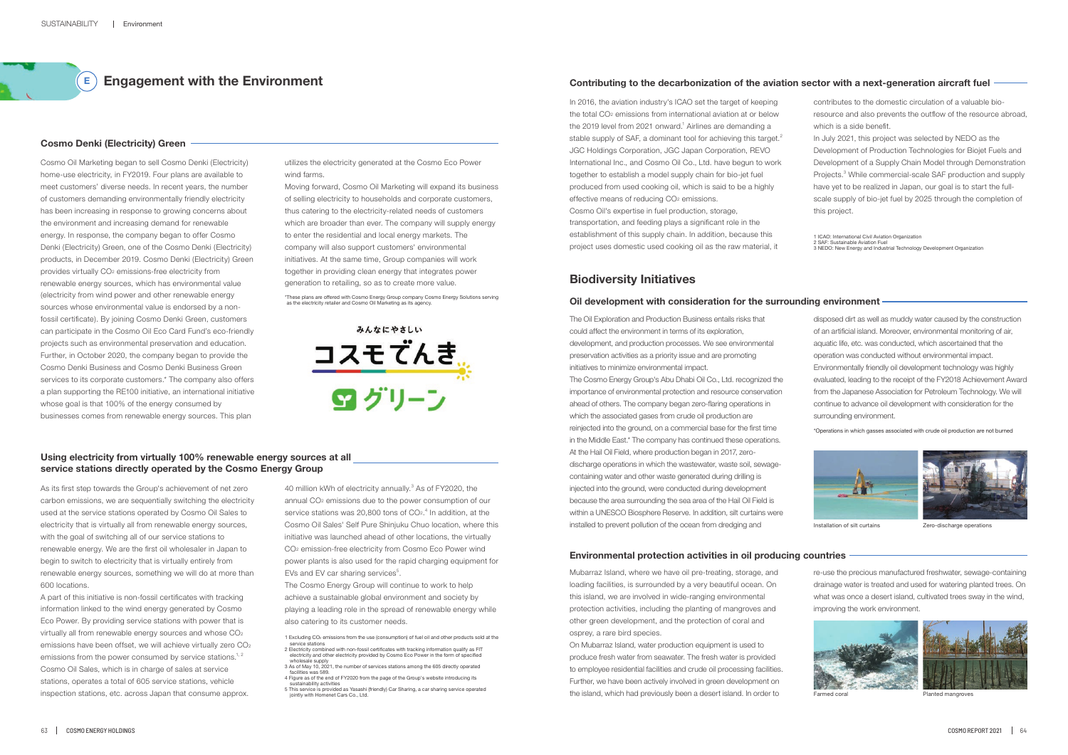## Engagement with the Environment

### Cosmo Denki (Electricity) Green

Cosmo Oil Marketing began to sell Cosmo Denki (Electricity) home-use electricity, in FY2019. Four plans are available to meet customers' diverse needs. In recent years, the number of customers demanding environmentally friendly electricity has been increasing in response to growing concerns about the environment and increasing demand for renewable energy. In response, the company began to offer Cosmo Denki (Electricity) Green, one of the Cosmo Denki (Electricity) products, in December 2019. Cosmo Denki (Electricity) Green provides virtually $CO_2$ emissions-free electricity from renewable energy sources, which has environmental value (electricity from wind power and other renewable energy sources whose environmental value is endorsed by a non-fossil certificate). By joining Cosmo Denki Green, customers can participate in the Cosmo Oil Eco Card Fund's eco-friendly projects such as environmental preservation and education. Further, in October 2020, the company began to provide the Cosmo Denki Business and Cosmo Denki Business Green services to its corporate customers.* The company also offers a plan supporting the RE100 initiative, an international initiative whose goal is that 100% of the energy consumed by businesses comes from renewable energy sources. This plan utilizes the electricity generated at the Cosmo Eco Power wind farms.

Moving forward, Cosmo Oil Marketing will expand its business of selling electricity to households and corporate customers, thus catering to the electricity-related needs of customers which are broader than ever. The company will supply energy to enter the residential and local energy markets. The company will also support customers' environmental initiatives. At the same time, Group companies will work together in providing clean energy that integrates power generation to retailing, so as to create more value.

*These plans are offered with Cosmo Energy Group company Cosmo Energy Solutions serving as the electricity retailer and Cosmo Oil Marketing as its agency.

みんなにやさしい
コスモでんき
グリーン

### Using electricity from virtually 100% renewable energy sources at all service stations directly operated by the Cosmo Energy Group

As its first step towards the Group's achievement of net zero carbon emissions, we are sequentially switching the electricity used at the service stations operated by Cosmo Oil Sales to electricity that is virtually all from renewable energy sources, with the goal of switching all of our service stations to renewable energy. We are the first oil wholesaler in Japan to begin to switch to electricity that is virtually entirely from renewable energy sources, something we will do at more than 600 locations.

A part of this initiative is non-fossil certificates with tracking information linked to the wind energy generated by Cosmo Eco Power. By providing service stations with power that is virtually all from renewable energy sources and whose $CO_2$ emissions have been offset, we will achieve virtually zero $CO_2$ emissions from the power consumed by service stations.[1, 2]

Cosmo Oil Sales, which is in charge of sales at service stations, operates a total of 605 service stations, vehicle inspection stations, etc. across Japan that consume approx. 40 million kWh of electricity annually.[3] As of FY2020, the annual $CO_2$ emissions due to the power consumption of our service stations was 20,800 tons of $CO_2$.[4] In addition, at the Cosmo Oil Sales' Self Pure Shinjuku Chuo location, where this initiative was launched ahead of other locations, the virtually $CO_2$ emission-free electricity from Cosmo Eco Power wind power plants is also used for the rapid charging equipment for EVs and EV car sharing services[5].

The Cosmo Energy Group will continue to work to help achieve a sustainable global environment and society by playing a leading role in the spread of renewable energy while also catering to its customer needs.

1 Excluding $CO_2$ emissions from the use (consumption) of fuel oil and other products sold at the service stations
2 Electricity combined with non-fossil certificates with tracking information qualify as FIT electricity and other electricity provided by Cosmo Eco Power in the form of specified wholesale supply
3 As of May 10, 2021, the number of services stations among the 605 directly operated facilities was 589.
4 Figure as of the end of FY2020 from the page of the Group's website introducing its sustainability activities
5 This service is provided as Yasashi (friendly) Car Sharing, a car sharing service operated jointly with Homenet Cars Co., Ltd.

### Contributing to the decarbonization of the aviation sector with a next-generation aircraft fuel

In 2016, the aviation industry's ICAO set the target of keeping the total $CO_2$ emissions from international aviation at or below the 2019 level from 2021 onward.[1] Airlines are demanding a stable supply of SAF, a dominant tool for achieving this target.[2] JGC Holdings Corporation, JGC Japan Corporation, REVO International Inc., and Cosmo Oil Co., Ltd. have begun to work together to establish a model supply chain for bio-jet fuel produced from used cooking oil, which is said to be a highly effective means of reducing $CO_2$ emissions.

Cosmo Oil's expertise in fuel production, storage, transportation, and feeding plays a significant role in the establishment of this supply chain. In addition, because this project uses domestic used cooking oil as the raw material, it contributes to the domestic circulation of a valuable bio-resource and also prevents the outflow of the resource abroad, which is a side benefit.

In July 2021, this project was selected by NEDO as the Development of Production Technologies for Biojet Fuels and Development of a Supply Chain Model through Demonstration Projects.[3] While commercial-scale SAF production and supply have yet to be realized in Japan, our goal is to start the full-scale supply of bio-jet fuel by 2025 through the completion of this project.

1 ICAO: International Civil Aviation Organization
2 SAF: Sustainable Aviation Fuel
3 NEDO: New Energy and Industrial Technology Development Organization

## Biodiversity Initiatives

### Oil development with consideration for the surrounding environment

The Oil Exploration and Production Business entails risks that could affect the environment in terms of its exploration, development, and production processes. We see environmental preservation activities as a priority issue and are promoting initiatives to minimize environmental impact.

The Cosmo Energy Group's Abu Dhabi Oil Co., Ltd. recognized the importance of environmental protection and resource conservation ahead of others. The company began zero-flaring operations in which the associated gases from crude oil production are reinjected into the ground, on a commercial base for the first time in the Middle East.* The company has continued these operations. At the Hail Oil Field, where production began in 2017, zero-discharge operations in which the wastewater, waste soil, sewage-containing water and other waste generated during drilling is injected into the ground, were conducted during development because the area surrounding the sea area of the Hail Oil Field is within a UNESCO Biosphere Reserve. In addition, silt curtains were installed to prevent pollution of the ocean from dredging and disposed dirt as well as muddy water caused by the construction of an artificial island. Moreover, environmental monitoring of air, aquatic life, etc. was conducted, which ascertained that the operation was conducted without environmental impact. Environmentally friendly oil development technology was highly evaluated, leading to the receipt of the FY2018 Achievement Award from the Japanese Association for Petroleum Technology. We will continue to advance oil development with consideration for the surrounding environment.

*Operations in which gasses associated with crude oil production are not burned

Installation of silt curtains

Zero-discharge operations

### Environmental protection activities in oil producing countries

Mubarraz Island, where we have oil pre-treating, storage, and loading facilities, is surrounded by a very beautiful ocean. On this island, we are involved in wide-ranging environmental protection activities, including the planting of mangroves and other green development, and the protection of coral and osprey, a rare bird species.

On Mubarraz Island, water production equipment is used to produce fresh water from seawater. The fresh water is provided to employee residential facilities and crude oil processing facilities. Further, we have been actively involved in green development on the island, which had previously been a desert island. In order to re-use the precious manufactured freshwater, sewage-containing drainage water is treated and used for watering planted trees. On what was once a desert island, cultivated trees sway in the wind, improving the work environment.

Farmed coral

Planted mangroves